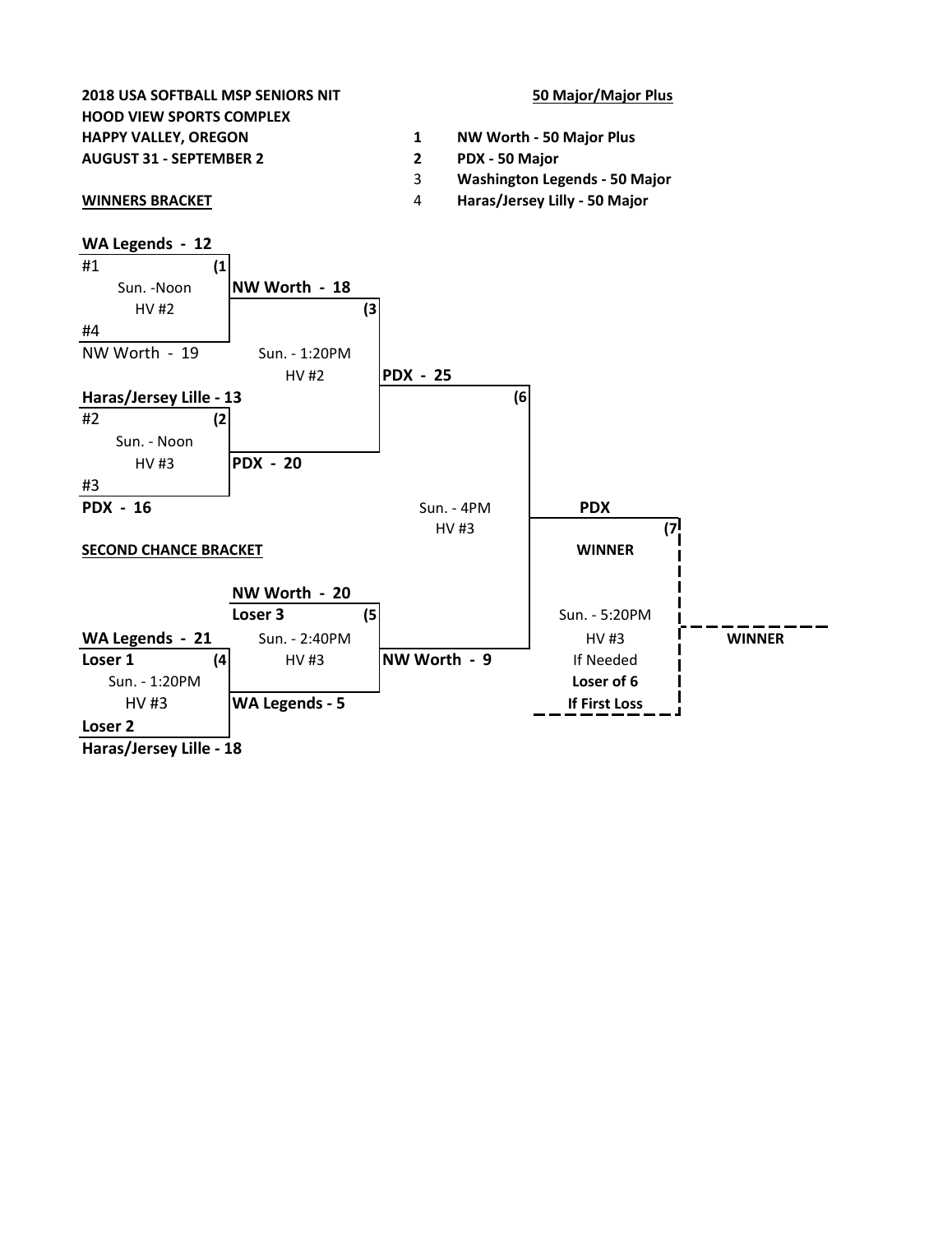**2018 USA SOFTBALL MSP SENIORS NIT**
**HOOD VIEW SPORTS COMPLEX**
**HAPPY VALLEY, OREGON**
**AUGUST 31 - SEPTEMBER 2**

**50 Major/Major Plus**

1. **NW Worth - 50 Major Plus**
2. **PDX - 50 Major**
3. **Washington Legends - 50 Major**
4. **Haras/Jersey Lilly - 50 Major**

## WINNERS BRACKET

**Game (1)** — Sun. -Noon, HV #2
- #1 **WA Legends - 12**
- #4 NW Worth - 19
- Winner: **NW Worth - 18**

**Game (2)** — Sun. - Noon, HV #3
- #2 **Haras/Jersey Lille - 13**
- #3 **PDX - 16**
- Winner: **PDX - 20**

**Game (3)** — Sun. - 1:20PM, HV #2
- **NW Worth - 18**
- **PDX - 20**
- Winner: **PDX - 25**

**Game (6)** — Sun. - 4PM, HV #3
- **PDX - 25**
- **NW Worth - 9**
- Winner: **PDX**

**Game (7)** — Sun. - 5:20PM, HV #3, If Needed
- **PDX** **WINNER**
- **Loser of 6**
- **If First Loss**
- **WINNER**

## SECOND CHANCE BRACKET

**Game (4)** — Sun. - 1:20PM, HV #3
- **Loser 1** — **WA Legends - 21**
- **Loser 2** — **Haras/Jersey Lille - 18**
- Winner: **WA Legends - 5**

**Game (5)** — Sun. - 2:40PM, HV #3
- **Loser 3** — **NW Worth - 20**
- **WA Legends - 5**
- Winner: **NW Worth - 9**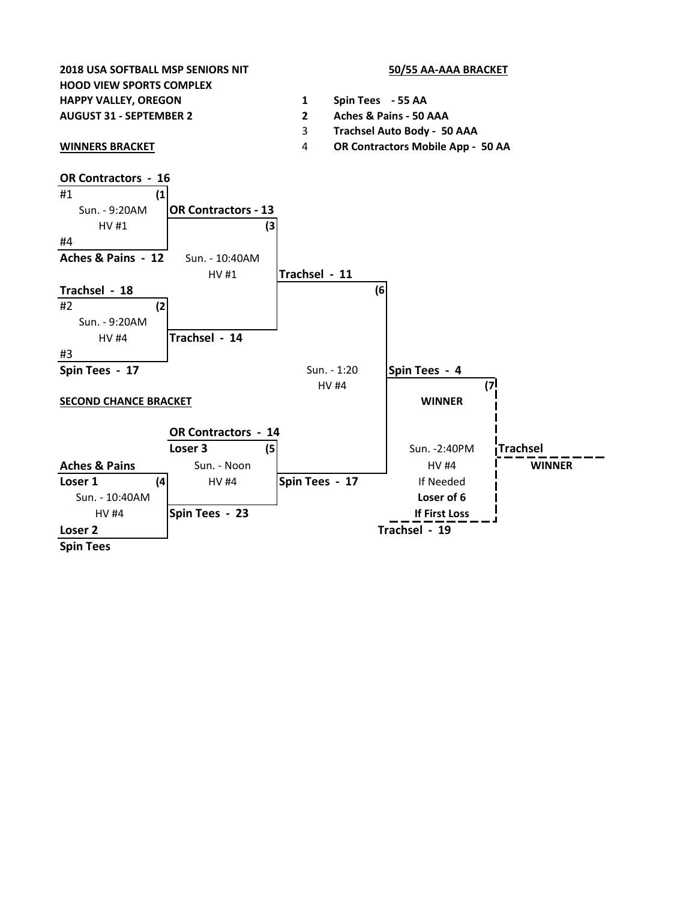**2018 USA SOFTBALL MSP SENIORS NIT**
**HOOD VIEW SPORTS COMPLEX**
**HAPPY VALLEY, OREGON**
**AUGUST 31 - SEPTEMBER 2**

**50/55 AA-AAA BRACKET**

1. **Spin Tees - 55 AA**
2. **Aches & Pains - 50 AAA**
3. Trachsel Auto Body - 50 AAA
4. OR Contractors Mobile App - 50 AA

**WINNERS BRACKET**

**OR Contractors - 16**
#1 **(1**
Sun. - 9:20AM
HV #1
#4
**Aches & Pains - 12**

**OR Contractors - 13**
**(3**
Sun. - 10:40AM
HV #1

**Trachsel - 18**
#2 **(2**
Sun. - 9:20AM
HV #4
#3
**Spin Tees - 17**

**Trachsel - 14**

**Trachsel - 11**
**(6**
Sun. - 1:20
HV #4

**Spin Tees - 4**
**(7**
**WINNER**

Sun. -2:40PM
HV #4
If Needed
**Loser of 6**
**If First Loss**
**Trachsel - 19**

**Trachsel**
**WINNER**

**SECOND CHANCE BRACKET**

**Aches & Pains**
**Loser 1** **(4**
Sun. - 10:40AM
HV #4
**Loser 2**
**Spin Tees**

**OR Contractors - 14**
**Loser 3** **(5**
Sun. - Noon
HV #4
**Spin Tees - 23**

**Spin Tees - 17**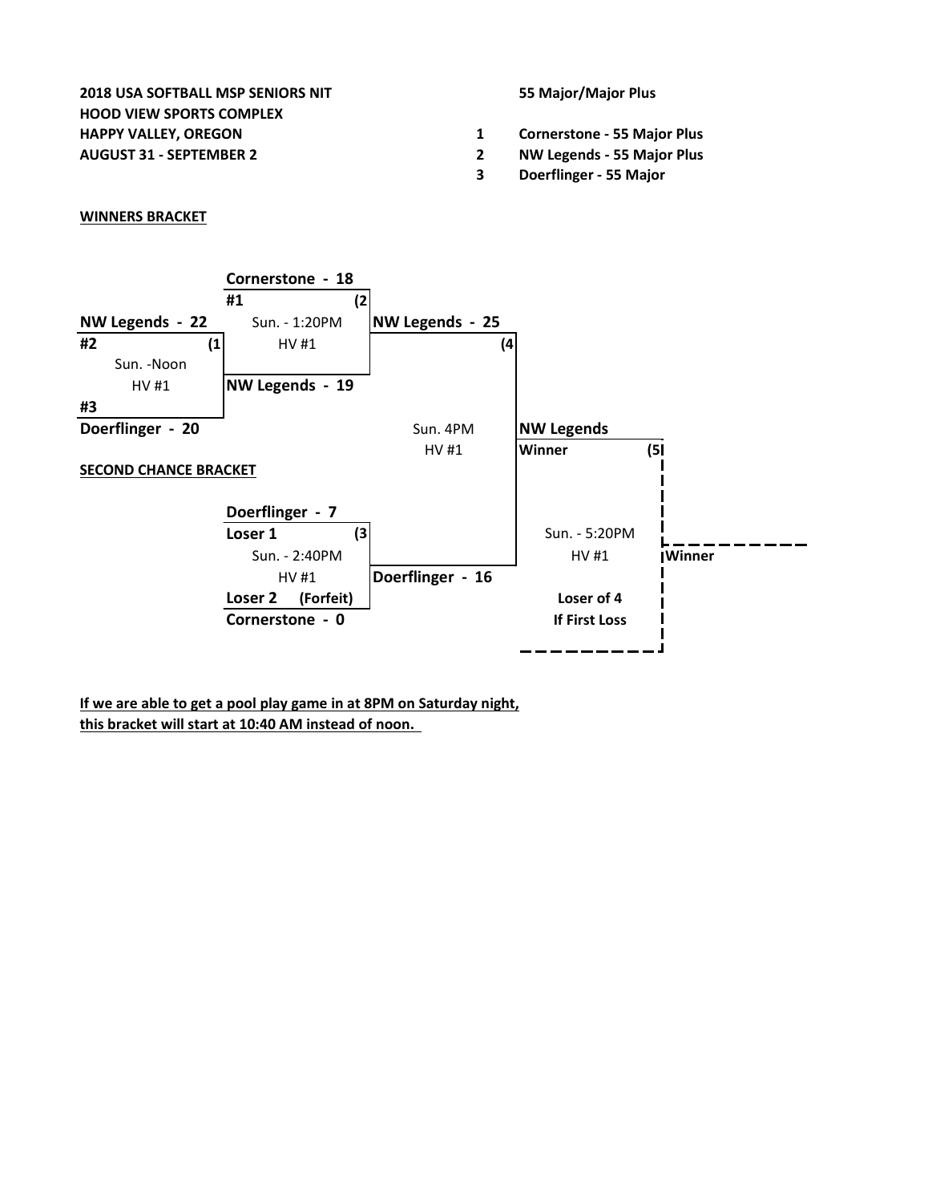**2018 USA SOFTBALL MSP SENIORS NIT**
**HOOD VIEW SPORTS COMPLEX**
**HAPPY VALLEY, OREGON**
**AUGUST 31 - SEPTEMBER 2**

**55 Major/Major Plus**

1. **Cornerstone - 55 Major Plus**
2. **NW Legends - 55 Major Plus**
3. **Doerflinger - 55 Major**

**WINNERS BRACKET**

**Game (1** — Sun. -Noon, HV #1
- **#2 NW Legends - 22**
- **#3 Doerflinger - 20**

**Game (2** — Sun. - 1:20PM, HV #1
- **#1 Cornerstone - 18**
- **NW Legends - 19**

**Game (4** — Sun. 4PM, HV #1
- **NW Legends - 25**
- **Doerflinger - 16**

**Game (5** — Sun. - 5:20PM, HV #1
- **NW Legends Winner**
- **Loser of 4 If First Loss**
- **Winner**

**SECOND CHANCE BRACKET**

**Game (3** — Sun. - 2:40PM, HV #1
- **Loser 1 Doerflinger - 7**
- **Loser 2 (Forfeit) Cornerstone - 0**

**If we are able to get a pool play game in at 8PM on Saturday night, this bracket will start at 10:40 AM instead of noon.**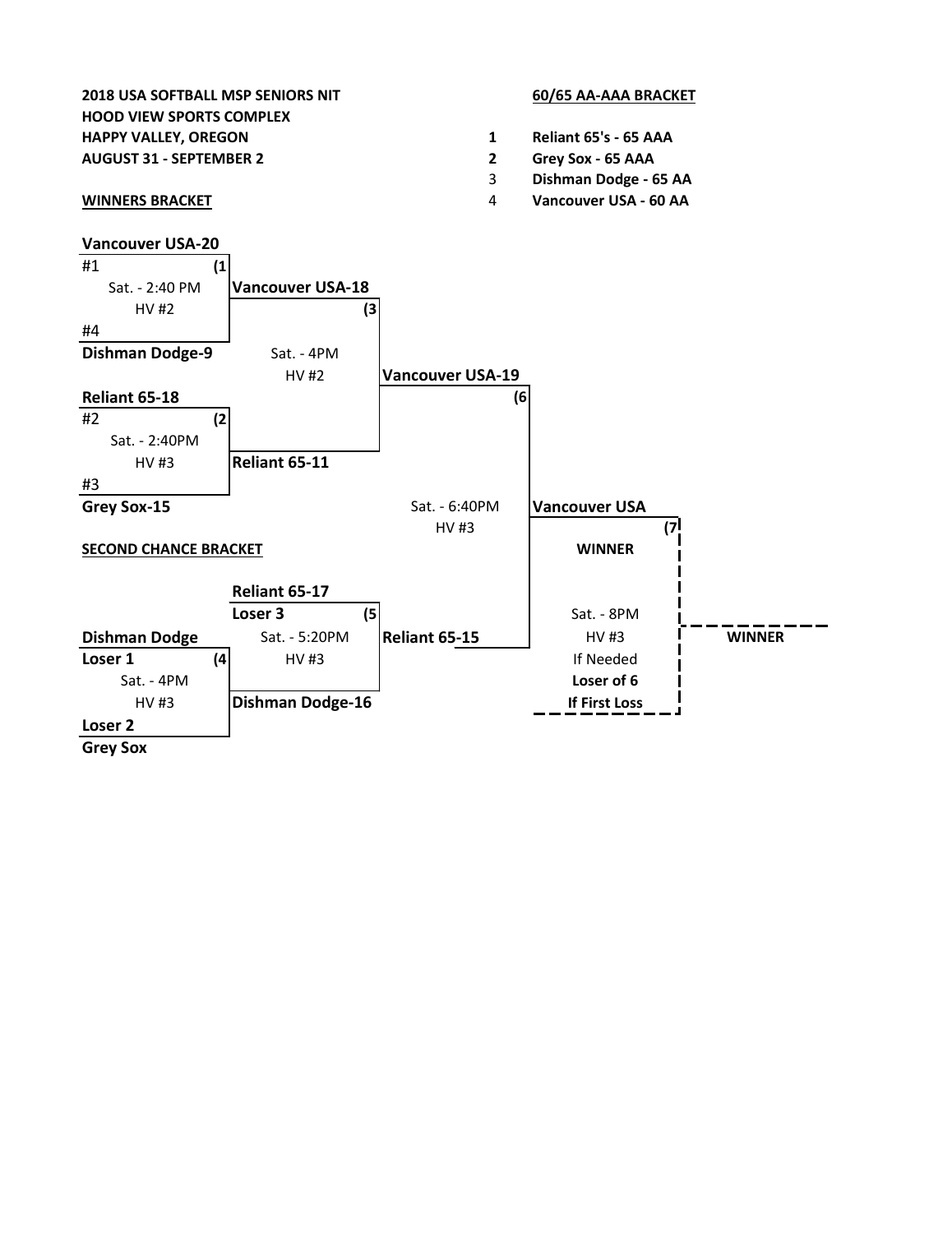**2018 USA SOFTBALL MSP SENIORS NIT**
**HOOD VIEW SPORTS COMPLEX**
**HAPPY VALLEY, OREGON**
**AUGUST 31 - SEPTEMBER 2**

**60/65 AA-AAA BRACKET**

1. **Reliant 65's - 65 AAA**
2. **Grey Sox - 65 AAA**
3. **Dishman Dodge - 65 AA**
4. **Vancouver USA - 60 AA**

**WINNERS BRACKET**

**Game (1)** — Sat. - 2:40 PM, HV #2
- #1 **Vancouver USA-20**
- #4 **Dishman Dodge-9**

**Game (2)** — Sat. - 2:40PM, HV #3
- #2 **Reliant 65-18**
- #3 **Grey Sox-15**

**Game (3)** — Sat. - 4PM, HV #2
- **Vancouver USA-18**
- **Reliant 65-11**

**Game (6)** — Sat. - 6:40PM, HV #3
- **Vancouver USA-19**
- **Reliant 65-15**

**Game (7)** — Sat. - 8PM, HV #3, If Needed
- **Vancouver USA** — **WINNER**
- **Loser of 6** — **If First Loss**

**WINNER**

**SECOND CHANCE BRACKET**

**Game (4)** — Sat. - 4PM, HV #3
- **Loser 1** — **Dishman Dodge**
- **Loser 2** — **Grey Sox**

**Game (5)** — Sat. - 5:20PM, HV #3
- **Loser 3** — **Reliant 65-17**
- **Dishman Dodge-16**

Winner of (5): **Reliant 65-15**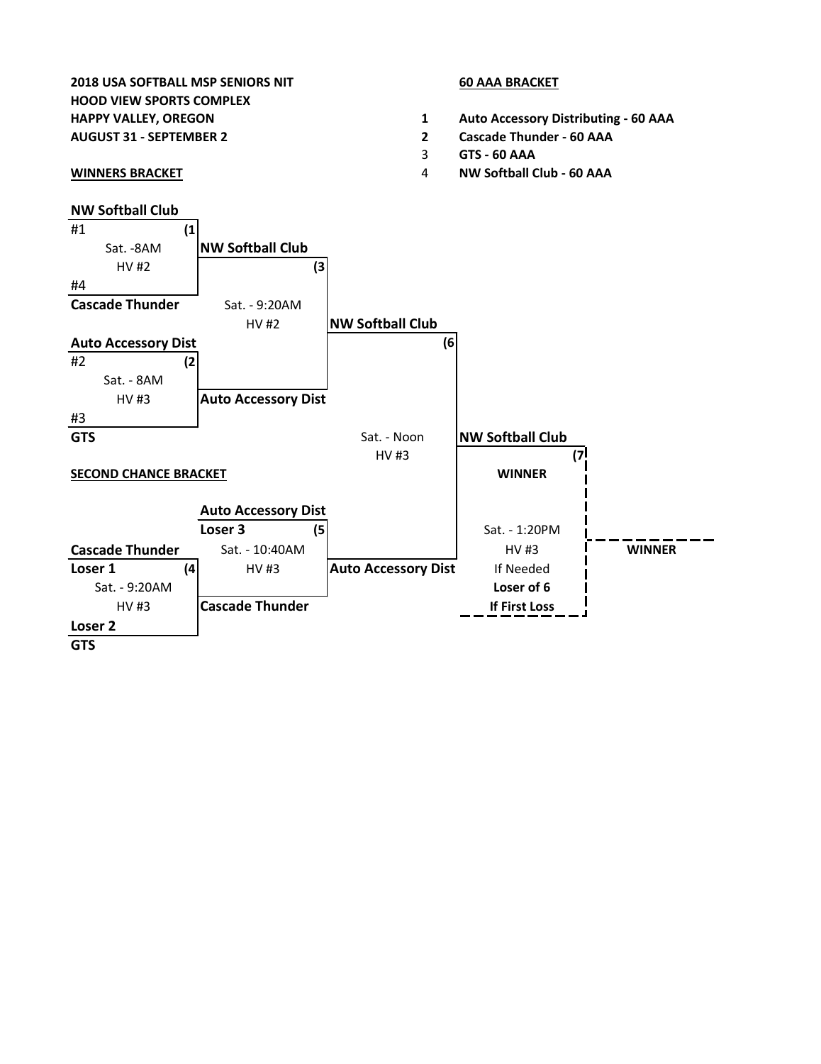**2018 USA SOFTBALL MSP SENIORS NIT**
**HOOD VIEW SPORTS COMPLEX**
**HAPPY VALLEY, OREGON**
**AUGUST 31 - SEPTEMBER 2**

**60 AAA BRACKET**

1. **Auto Accessory Distributing - 60 AAA**
2. **Cascade Thunder - 60 AAA**
3. **GTS - 60 AAA**
4. **NW Softball Club - 60 AAA**

**WINNERS BRACKET**

**Game (1)** — Sat. -8AM, HV #2
- #1 **NW Softball Club**
- #4 **Cascade Thunder**
- Winner: **NW Softball Club**

**Game (2)** — Sat. - 8AM, HV #3
- #2 **Auto Accessory Dist**
- #3 **GTS**
- Winner: **Auto Accessory Dist**

**Game (3)** — Sat. - 9:20AM, HV #2
- **NW Softball Club**
- **Auto Accessory Dist**
- Winner: **NW Softball Club**

**Game (6)** — Sat. - Noon, HV #3
- **NW Softball Club**
- **Auto Accessory Dist**
- Winner: **NW Softball Club**

**Game (7)** — Sat. - 1:20PM, HV #3, If Needed
- **NW Softball Club** — **WINNER**
- **Loser of 6**
- **If First Loss**

**WINNER**

**SECOND CHANCE BRACKET**

**Game (4)** — Sat. - 9:20AM, HV #3
- **Loser 1** — **Cascade Thunder**
- **Loser 2** — **GTS**
- Winner: **Cascade Thunder**

**Game (5)** — Sat. - 10:40AM, HV #3
- **Loser 3** — **Auto Accessory Dist**
- **Cascade Thunder**
- Winner: **Auto Accessory Dist**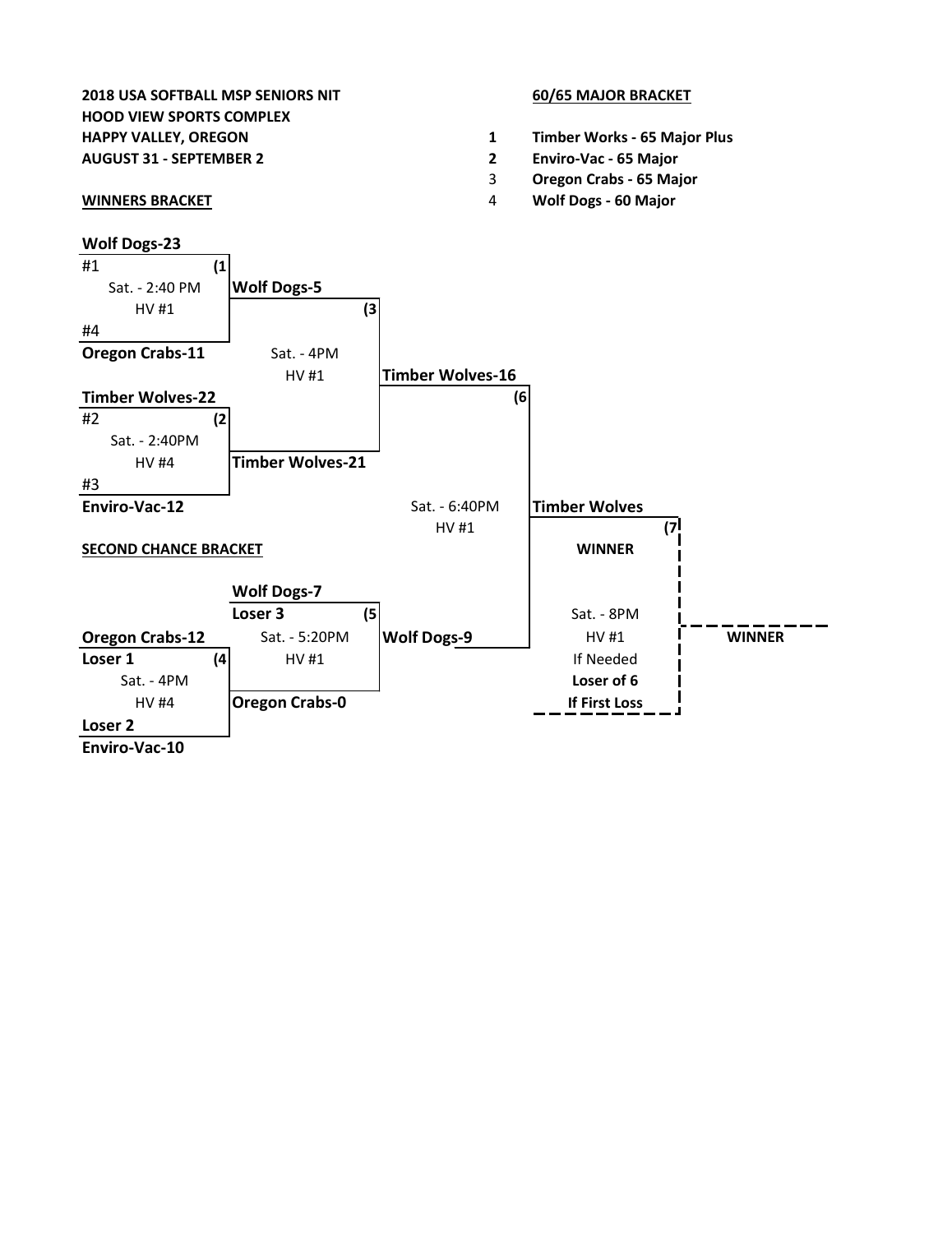**2018 USA SOFTBALL MSP SENIORS NIT**
**HOOD VIEW SPORTS COMPLEX**
**HAPPY VALLEY, OREGON**
**AUGUST 31 - SEPTEMBER 2**

**60/65 MAJOR BRACKET**

1. **Timber Works - 65 Major Plus**
2. **Enviro-Vac - 65 Major**
3. **Oregon Crabs - 65 Major**
4. **Wolf Dogs - 60 Major**

**WINNERS BRACKET**

**Game (1** — Sat. - 2:40 PM, HV #1
- #1 **Wolf Dogs-23**
- #4 **Oregon Crabs-11**

**Game (2** — Sat. - 2:40PM, HV #4
- #2 **Timber Wolves-22**
- #3 **Enviro-Vac-12**

**Game (3** — Sat. - 4PM, HV #1
- **Wolf Dogs-5**
- **Timber Wolves-21**

**Game (6** — Sat. - 6:40PM, HV #1
- **Timber Wolves-16**
- **Wolf Dogs-9**

**Game (7** — Sat. - 8PM, HV #1, If Needed
- **Timber Wolves** — **WINNER**
- **Loser of 6** — **If First Loss**

**WINNER**

**SECOND CHANCE BRACKET**

**Game (4** — Sat. - 4PM, HV #4
- Loser 1 — **Oregon Crabs-12**
- Loser 2 — **Enviro-Vac-10**

**Game (5** — Sat. - 5:20PM, HV #1
- Loser 3 — **Wolf Dogs-7**
- **Oregon Crabs-0**

Winner of Game (5: **Wolf Dogs-9**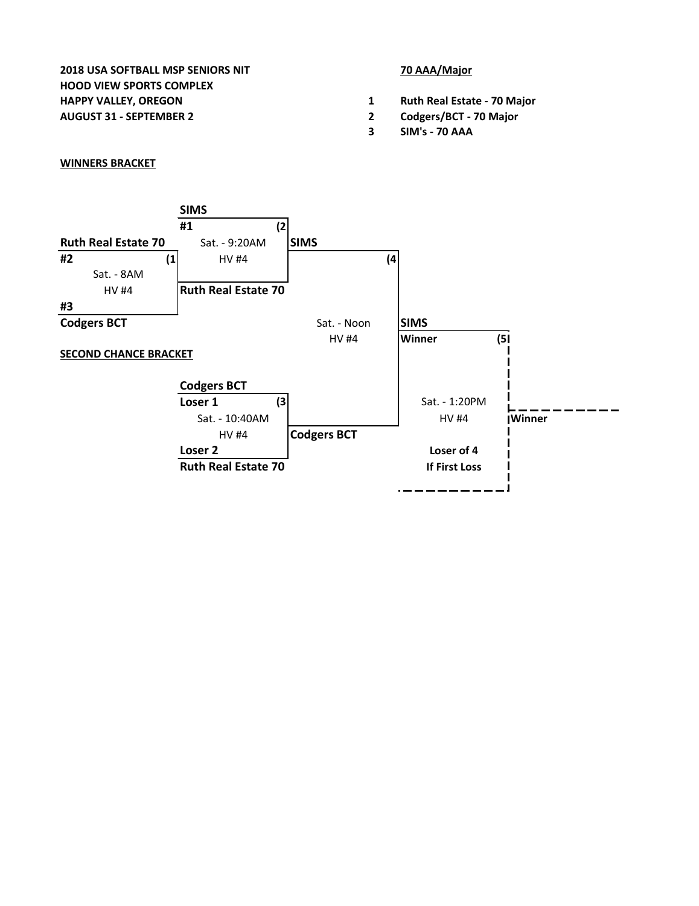**2018 USA SOFTBALL MSP SENIORS NIT**
**HOOD VIEW SPORTS COMPLEX**
**HAPPY VALLEY, OREGON**
**AUGUST 31 - SEPTEMBER 2**

**70 AAA/Major**

1. **Ruth Real Estate - 70 Major**
2. **Codgers/BCT - 70 Major**
3. **SIM's - 70 AAA**

**WINNERS BRACKET**

**Ruth Real Estate 70**
**#2** (1
Sat. - 8AM
HV #4
**#3**
**Codgers BCT**

**SIMS**
**#1** (2
Sat. - 9:20AM
HV #4
**Ruth Real Estate 70**

**SIMS** (4
Sat. - Noon
HV #4

**SIMS**
**Winner** (5
Sat. - 1:20PM
HV #4
**Loser of 4**
**If First Loss**

**Winner**

**SECOND CHANCE BRACKET**

**Codgers BCT**
**Loser 1** (3
Sat. - 10:40AM
HV #4
**Loser 2**
**Ruth Real Estate 70**

**Codgers BCT**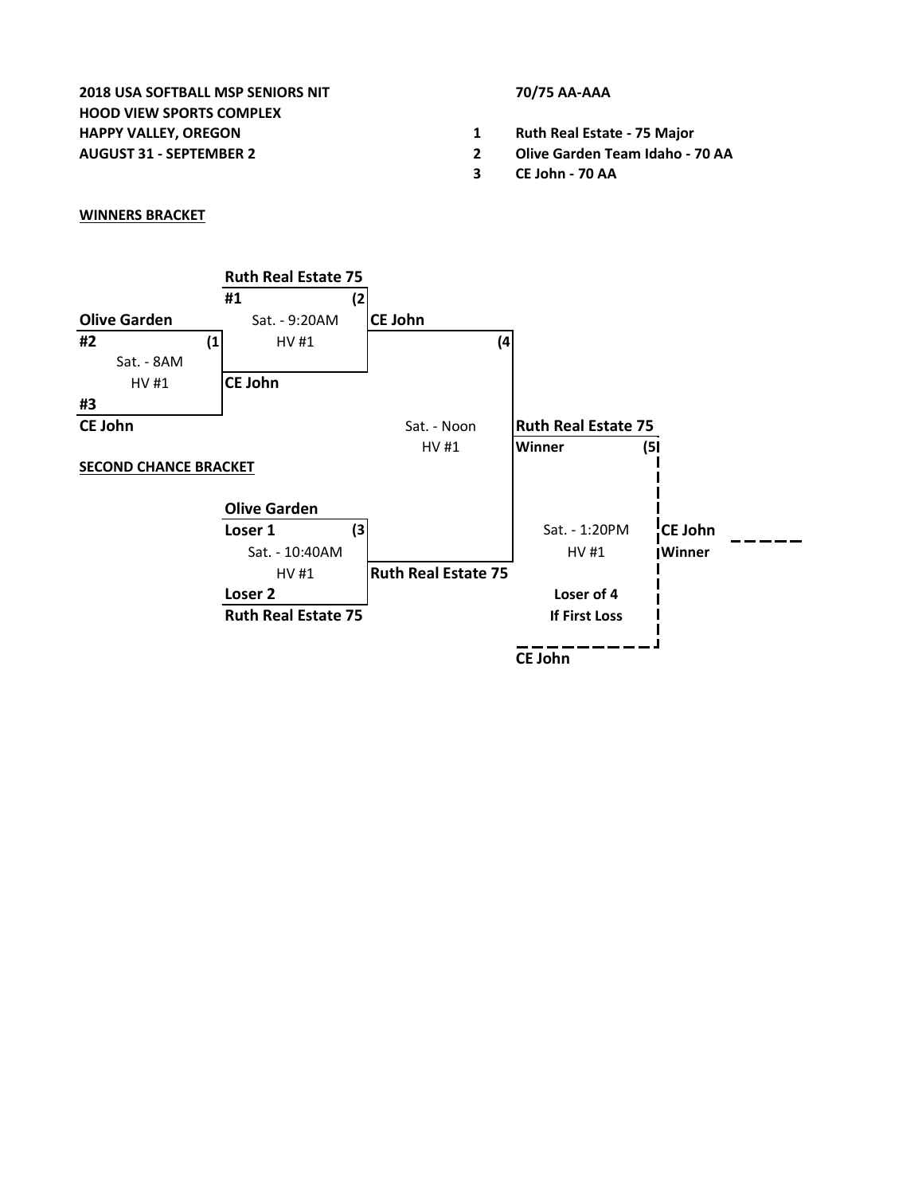**2018 USA SOFTBALL MSP SENIORS NIT**
**HOOD VIEW SPORTS COMPLEX**
**HAPPY VALLEY, OREGON**
**AUGUST 31 - SEPTEMBER 2**

**70/75 AA-AAA**

1. **Ruth Real Estate - 75 Major**
2. **Olive Garden Team Idaho - 70 AA**
3. **CE John - 70 AA**

**WINNERS BRACKET**

**Olive Garden**
**#2** (1
Sat. - 8AM
HV #1
**#3**
**CE John**

**Ruth Real Estate 75**
**#1** (2
Sat. - 9:20AM
HV #1
**CE John**

**CE John** (4
Sat. - Noon
HV #1

**Ruth Real Estate 75**
**Winner** (5
Sat. - 1:20PM
HV #1
**Loser of 4**
**If First Loss**
**CE John**

**CE John**
**Winner**

**SECOND CHANCE BRACKET**

**Olive Garden**
**Loser 1** (3
Sat. - 10:40AM
HV #1
**Loser 2**
**Ruth Real Estate 75**

**Ruth Real Estate 75**